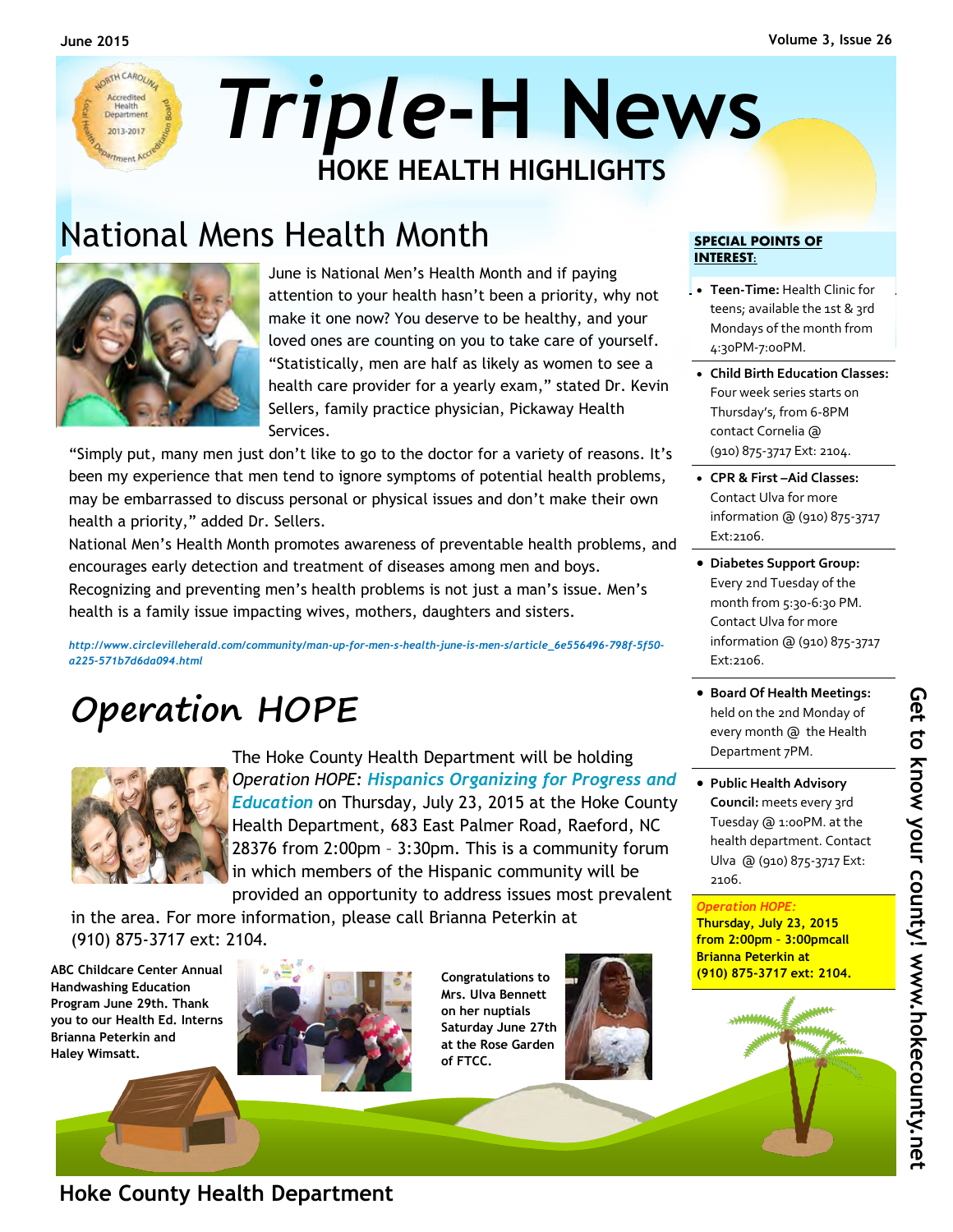# Triple-H News

## HOKE HEALTH HIGHLIGHTS

## National Mens Health Month

June is National Men's Health Month and if paying attention to your health hasn't been a priority, why not make it one now? You deserve to be healthy, and your loved ones are counting on you to take care of yourself. "Statistically, men are half as likely as women to see a health care provider for a yearly exam," stated Dr. Kevin Sellers, family practice physician, Pickaway Health Services.

"Simply put, many men just don't like to go to the doctor for a variety of reasons. It's been my experience that men tend to ignore symptoms of potential health problems, may be embarrassed to discuss personal or physical issues and don't make their own health a priority," added Dr. Sellers.

National Men's Health Month promotes awareness of preventable health problems, and encourages early detection and treatment of diseases among men and boys. Recognizing and preventing men's health problems is not just a man's issue. Men's health is a family issue impacting wives, mothers, daughters and sisters.

*http://www.circlevilleherald.com/community/man-up-for-men-s-health-june-is-men-s/article_6e556496-798f-5f50-a225-571b7d6da094.html*

## Operation HOPE

The Hoke County Health Department will be holding *Operation HOPE*: ***Hispanics Organizing for Progress and Education*** on Thursday, July 23, 2015 at the Hoke County Health Department, 683 East Palmer Road, Raeford, NC 28376 from 2:00pm – 3:30pm. This is a community forum in which members of the Hispanic community will be provided an opportunity to address issues most prevalent in the area. For more information, please call Brianna Peterkin at (910) 875-3717 ext: 2104.

**ABC Childcare Center Annual Handwashing Education Program June 29th. Thank you to our Health Ed. Interns Brianna Peterkin and Haley Wimsatt.**

**Congratulations to Mrs. Ulva Bennett on her nuptials Saturday June 27th at the Rose Garden of FTCC.**

### SPECIAL POINTS OF INTEREST:

- **Teen-Time:** Health Clinic for teens; available the 1st & 3rd Mondays of the month from 4:30PM-7:00PM.
- **Child Birth Education Classes:** Four week series starts on Thursday's, from 6-8PM contact Cornelia @ (910) 875-3717 Ext: 2104.
- **CPR & First –Aid Classes:** Contact Ulva for more information @ (910) 875-3717 Ext:2106.
- **Diabetes Support Group:** Every 2nd Tuesday of the month from 5:30-6:30 PM. Contact Ulva for more information @ (910) 875-3717 Ext:2106.
- **Board Of Health Meetings:** held on the 2nd Monday of every month @ the Health Department 7PM.
- **Public Health Advisory Council:** meets every 3rd Tuesday @ 1:00PM. at the health department. Contact Ulva @ (910) 875-3717 Ext: 2106.

*Operation HOPE:*
**Thursday, July 23, 2015 from 2:00pm - 3:00pmcall Brianna Peterkin at (910) 875-3717 ext: 2104.**

**Get to know your county! www.hokecounty.net**

**Hoke County Health Department**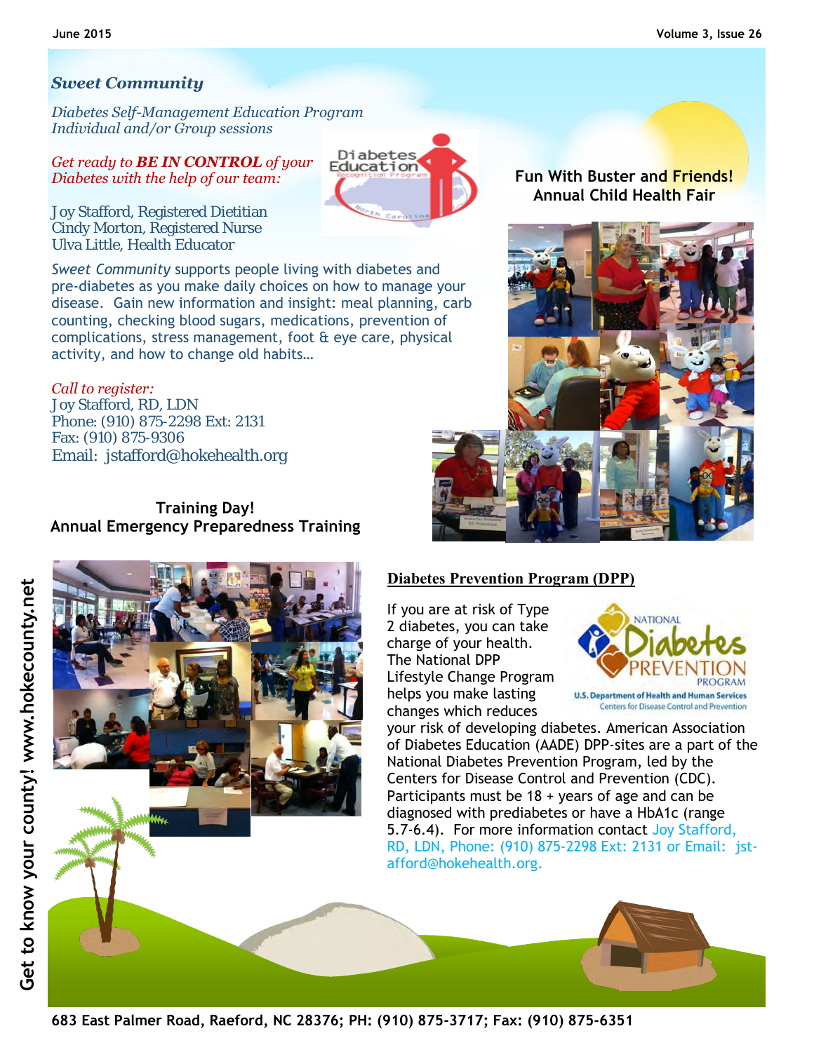## *Sweet Community*

*Diabetes Self-Management Education Program*
*Individual and/or Group sessions*

*Get ready to* ***BE IN CONTROL*** *of your Diabetes with the help of our team:*

Joy Stafford, Registered Dietitian
Cindy Morton, Registered Nurse
Ulva Little, Health Educator

*Sweet Community* supports people living with diabetes and pre-diabetes as you make daily choices on how to manage your disease. Gain new information and insight: meal planning, carb counting, checking blood sugars, medications, prevention of complications, stress management, foot & eye care, physical activity, and how to change old habits…

*Call to register:*
Joy Stafford, RD, LDN
Phone: (910) 875-2298 Ext: 2131
Fax: (910) 875-9306
Email: jstafford@hokehealth.org

## Fun With Buster and Friends!
## Annual Child Health Fair

## Training Day!
## Annual Emergency Preparedness Training

## Diabetes Prevention Program (DPP)

If you are at risk of Type 2 diabetes, you can take charge of your health. The National DPP Lifestyle Change Program helps you make lasting changes which reduces your risk of developing diabetes. American Association of Diabetes Education (AADE) DPP-sites are a part of the National Diabetes Prevention Program, led by the Centers for Disease Control and Prevention (CDC). Participants must be 18 + years of age and can be diagnosed with prediabetes or have a HbA1c (range 5.7-6.4). For more information contact Joy Stafford, RD, LDN, Phone: (910) 875-2298 Ext: 2131 or Email: jstafford@hokehealth.org.

Get to know your county! www.hokecounty.net

683 East Palmer Road, Raeford, NC 28376; PH: (910) 875-3717; Fax: (910) 875-6351